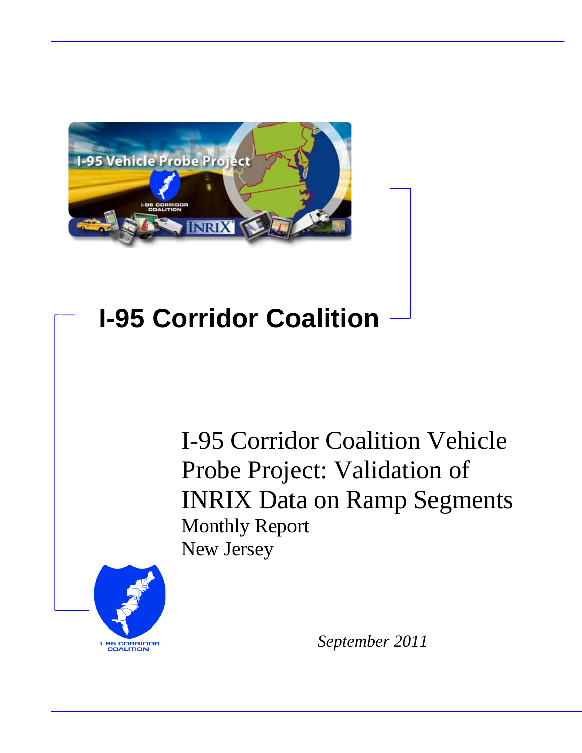# I-95 Corridor Coalition

I-95 Corridor Coalition Vehicle Probe Project: Validation of INRIX Data on Ramp Segments

Monthly Report

New Jersey

*September 2011*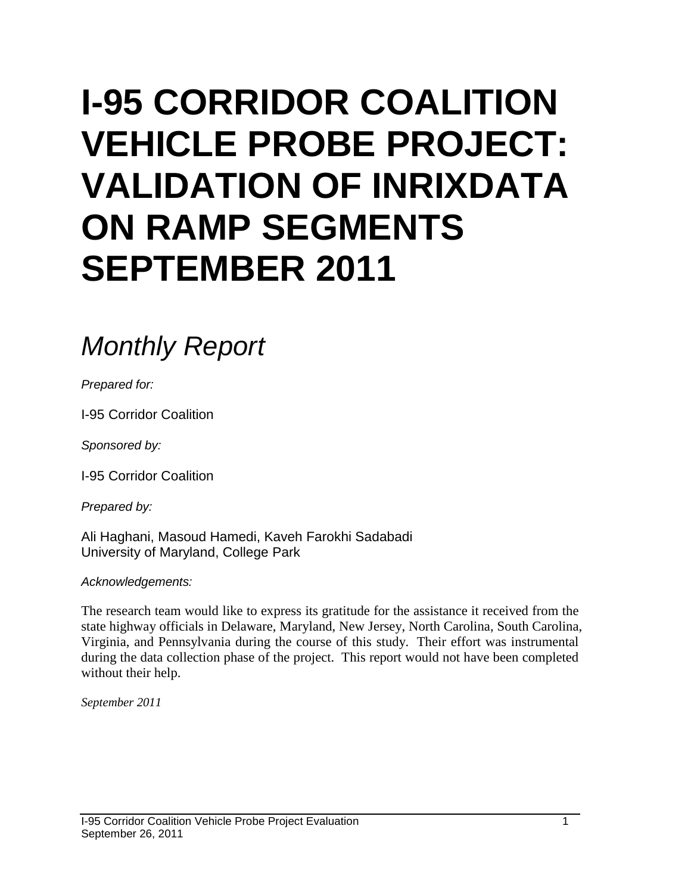# I-95 CORRIDOR COALITION VEHICLE PROBE PROJECT: VALIDATION OF INRIXDATA ON RAMP SEGMENTS SEPTEMBER 2011

## *Monthly Report*

*Prepared for:*

I-95 Corridor Coalition

*Sponsored by:*

I-95 Corridor Coalition

*Prepared by:*

Ali Haghani, Masoud Hamedi, Kaveh Farokhi Sadabadi
University of Maryland, College Park

*Acknowledgements:*

The research team would like to express its gratitude for the assistance it received from the state highway officials in Delaware, Maryland, New Jersey, North Carolina, South Carolina, Virginia, and Pennsylvania during the course of this study. Their effort was instrumental during the data collection phase of the project. This report would not have been completed without their help.

*September 2011*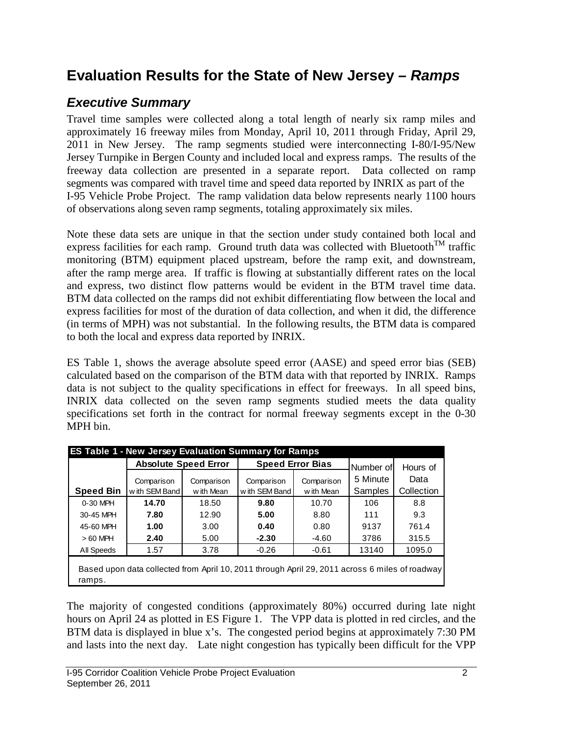# Evaluation Results for the State of New Jersey – *Ramps*

## *Executive Summary*

Travel time samples were collected along a total length of nearly six ramp miles and approximately 16 freeway miles from Monday, April 10, 2011 through Friday, April 29, 2011 in New Jersey. The ramp segments studied were interconnecting I-80/I-95/New Jersey Turnpike in Bergen County and included local and express ramps. The results of the freeway data collection are presented in a separate report. Data collected on ramp segments was compared with travel time and speed data reported by INRIX as part of the I-95 Vehicle Probe Project. The ramp validation data below represents nearly 1100 hours of observations along seven ramp segments, totaling approximately six miles.

Note these data sets are unique in that the section under study contained both local and express facilities for each ramp. Ground truth data was collected with Bluetooth™ traffic monitoring (BTM) equipment placed upstream, before the ramp exit, and downstream, after the ramp merge area. If traffic is flowing at substantially different rates on the local and express, two distinct flow patterns would be evident in the BTM travel time data. BTM data collected on the ramps did not exhibit differentiating flow between the local and express facilities for most of the duration of data collection, and when it did, the difference (in terms of MPH) was not substantial. In the following results, the BTM data is compared to both the local and express data reported by INRIX.

ES Table 1, shows the average absolute speed error (AASE) and speed error bias (SEB) calculated based on the comparison of the BTM data with that reported by INRIX. Ramps data is not subject to the quality specifications in effect for freeways. In all speed bins, INRIX data collected on the seven ramp segments studied meets the data quality specifications set forth in the contract for normal freeway segments except in the 0-30 MPH bin.

| ES Table 1 - New Jersey Evaluation Summary for Ramps | | | | | | |
|---|---|---|---|---|---|---|
| | Absolute Speed Error | | Speed Error Bias | | Number of 5 Minute Samples | Hours of Data Collection |
| **Speed Bin** | Comparison with SEM Band | Comparison with Mean | Comparison with SEM Band | Comparison with Mean | | |
| 0-30 MPH | **14.70** | 18.50 | **9.80** | 10.70 | 106 | 8.8 |
| 30-45 MPH | **7.80** | 12.90 | **5.00** | 8.80 | 111 | 9.3 |
| 45-60 MPH | **1.00** | 3.00 | **0.40** | 0.80 | 9137 | 761.4 |
| > 60 MPH | **2.40** | 5.00 | **-2.30** | -4.60 | 3786 | 315.5 |
| All Speeds | 1.57 | 3.78 | -0.26 | -0.61 | 13140 | 1095.0 |

Based upon data collected from April 10, 2011 through April 29, 2011 across 6 miles of roadway ramps.

The majority of congested conditions (approximately 80%) occurred during late night hours on April 24 as plotted in ES Figure 1. The VPP data is plotted in red circles, and the BTM data is displayed in blue x's. The congested period begins at approximately 7:30 PM and lasts into the next day. Late night congestion has typically been difficult for the VPP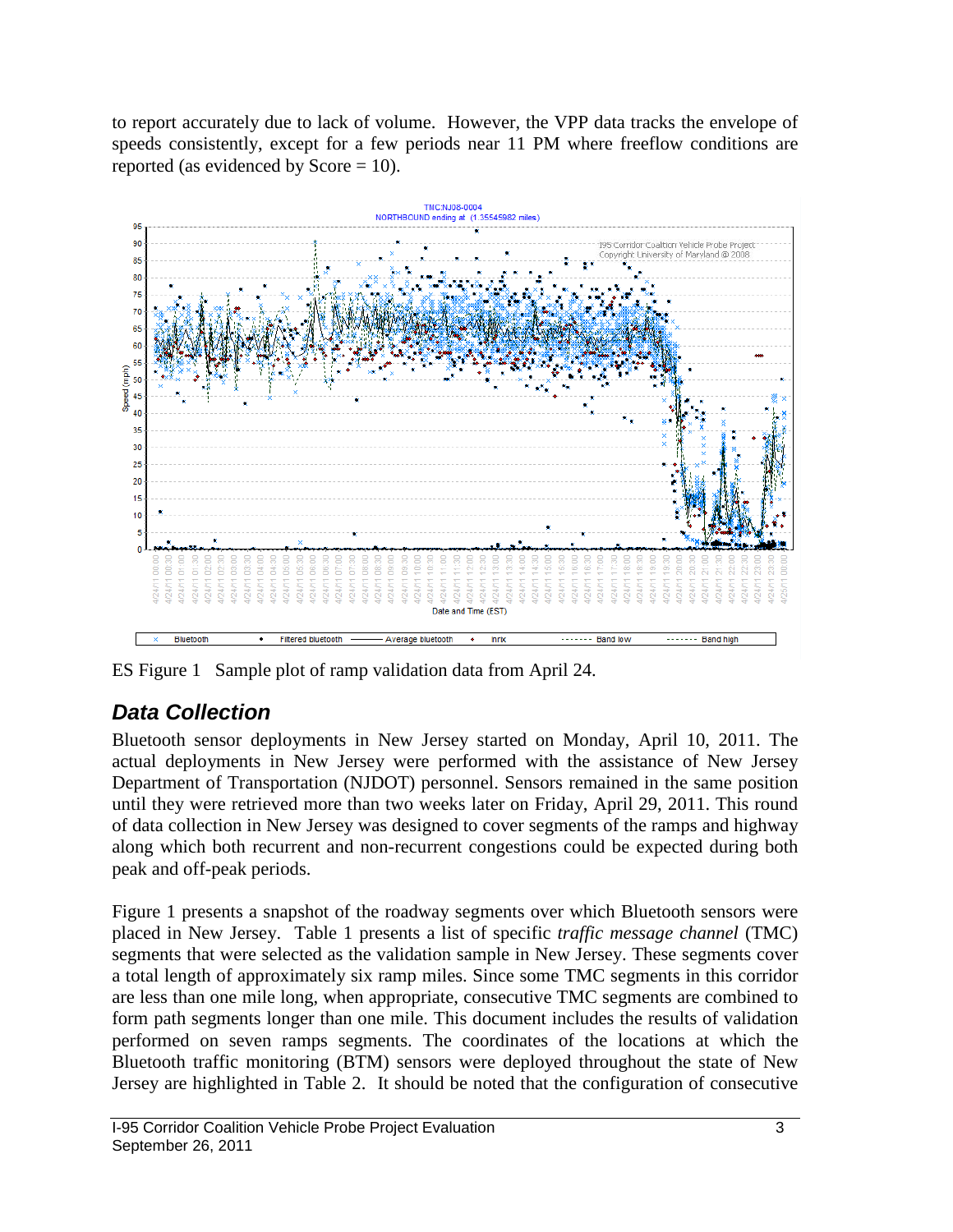to report accurately due to lack of volume. However, the VPP data tracks the envelope of speeds consistently, except for a few periods near 11 PM where freeflow conditions are reported (as evidenced by Score = 10).

ES Figure 1 Sample plot of ramp validation data from April 24.

## *Data Collection*

Bluetooth sensor deployments in New Jersey started on Monday, April 10, 2011. The actual deployments in New Jersey were performed with the assistance of New Jersey Department of Transportation (NJDOT) personnel. Sensors remained in the same position until they were retrieved more than two weeks later on Friday, April 29, 2011. This round of data collection in New Jersey was designed to cover segments of the ramps and highway along which both recurrent and non-recurrent congestions could be expected during both peak and off-peak periods.

Figure 1 presents a snapshot of the roadway segments over which Bluetooth sensors were placed in New Jersey. Table 1 presents a list of specific *traffic message channel* (TMC) segments that were selected as the validation sample in New Jersey. These segments cover a total length of approximately six ramp miles. Since some TMC segments in this corridor are less than one mile long, when appropriate, consecutive TMC segments are combined to form path segments longer than one mile. This document includes the results of validation performed on seven ramps segments. The coordinates of the locations at which the Bluetooth traffic monitoring (BTM) sensors were deployed throughout the state of New Jersey are highlighted in Table 2. It should be noted that the configuration of consecutive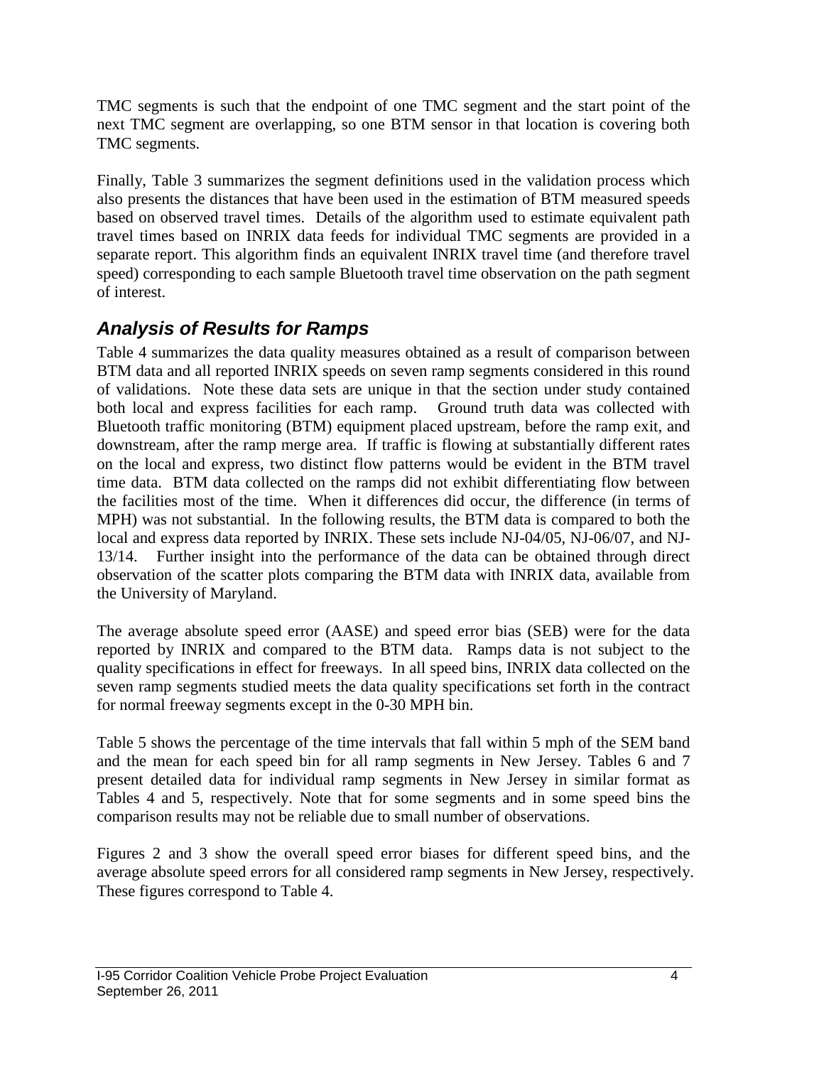TMC segments is such that the endpoint of one TMC segment and the start point of the next TMC segment are overlapping, so one BTM sensor in that location is covering both TMC segments.

Finally, Table 3 summarizes the segment definitions used in the validation process which also presents the distances that have been used in the estimation of BTM measured speeds based on observed travel times. Details of the algorithm used to estimate equivalent path travel times based on INRIX data feeds for individual TMC segments are provided in a separate report. This algorithm finds an equivalent INRIX travel time (and therefore travel speed) corresponding to each sample Bluetooth travel time observation on the path segment of interest.

## *Analysis of Results for Ramps*

Table 4 summarizes the data quality measures obtained as a result of comparison between BTM data and all reported INRIX speeds on seven ramp segments considered in this round of validations. Note these data sets are unique in that the section under study contained both local and express facilities for each ramp. Ground truth data was collected with Bluetooth traffic monitoring (BTM) equipment placed upstream, before the ramp exit, and downstream, after the ramp merge area. If traffic is flowing at substantially different rates on the local and express, two distinct flow patterns would be evident in the BTM travel time data. BTM data collected on the ramps did not exhibit differentiating flow between the facilities most of the time. When it differences did occur, the difference (in terms of MPH) was not substantial. In the following results, the BTM data is compared to both the local and express data reported by INRIX. These sets include NJ-04/05, NJ-06/07, and NJ-13/14. Further insight into the performance of the data can be obtained through direct observation of the scatter plots comparing the BTM data with INRIX data, available from the University of Maryland.

The average absolute speed error (AASE) and speed error bias (SEB) were for the data reported by INRIX and compared to the BTM data. Ramps data is not subject to the quality specifications in effect for freeways. In all speed bins, INRIX data collected on the seven ramp segments studied meets the data quality specifications set forth in the contract for normal freeway segments except in the 0-30 MPH bin.

Table 5 shows the percentage of the time intervals that fall within 5 mph of the SEM band and the mean for each speed bin for all ramp segments in New Jersey. Tables 6 and 7 present detailed data for individual ramp segments in New Jersey in similar format as Tables 4 and 5, respectively. Note that for some segments and in some speed bins the comparison results may not be reliable due to small number of observations.

Figures 2 and 3 show the overall speed error biases for different speed bins, and the average absolute speed errors for all considered ramp segments in New Jersey, respectively. These figures correspond to Table 4.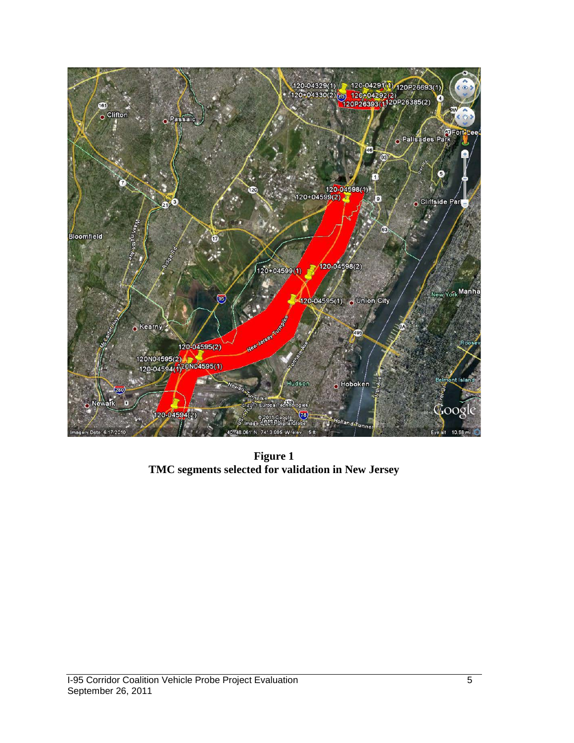**Figure 1**
**TMC segments selected for validation in New Jersey**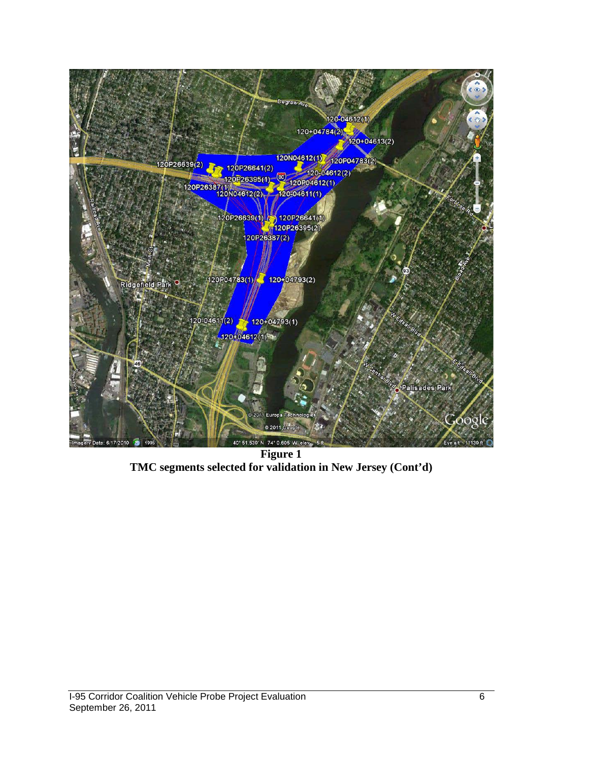**Figure 1**
**TMC segments selected for validation in New Jersey (Cont'd)**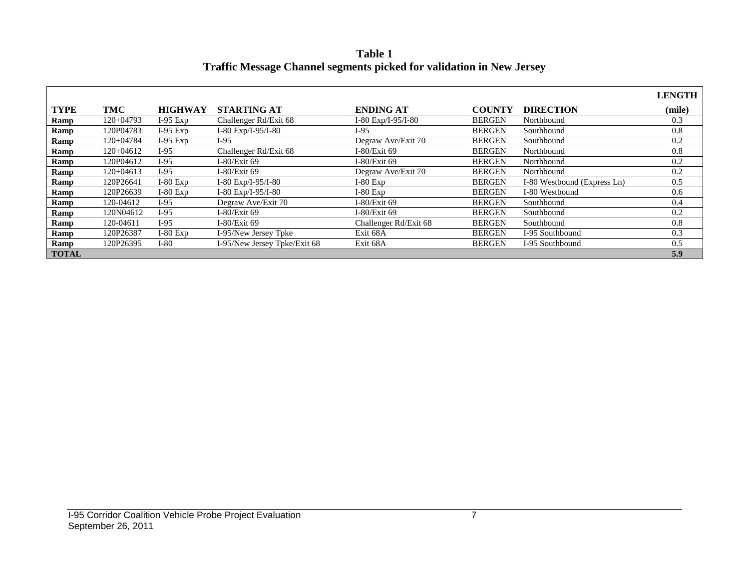**Table 1**
**Traffic Message Channel segments picked for validation in New Jersey**

| TYPE | TMC | HIGHWAY | STARTING AT | ENDING AT | COUNTY | DIRECTION | LENGTH (mile) |
|---|---|---|---|---|---|---|---|
| **Ramp** | 120+04793 | I-95 Exp | Challenger Rd/Exit 68 | I-80 Exp/I-95/I-80 | BERGEN | Northbound | 0.3 |
| **Ramp** | 120P04783 | I-95 Exp | I-80 Exp/I-95/I-80 | I-95 | BERGEN | Southbound | 0.8 |
| **Ramp** | 120+04784 | I-95 Exp | I-95 | Degraw Ave/Exit 70 | BERGEN | Southbound | 0.2 |
| **Ramp** | 120+04612 | I-95 | Challenger Rd/Exit 68 | I-80/Exit 69 | BERGEN | Northbound | 0.8 |
| **Ramp** | 120P04612 | I-95 | I-80/Exit 69 | I-80/Exit 69 | BERGEN | Northbound | 0.2 |
| **Ramp** | 120+04613 | I-95 | I-80/Exit 69 | Degraw Ave/Exit 70 | BERGEN | Northbound | 0.2 |
| **Ramp** | 120P26641 | I-80 Exp | I-80 Exp/I-95/I-80 | I-80 Exp | BERGEN | I-80 Westbound (Express Ln) | 0.5 |
| **Ramp** | 120P26639 | I-80 Exp | I-80 Exp/I-95/I-80 | I-80 Exp | BERGEN | I-80 Westbound | 0.6 |
| **Ramp** | 120-04612 | I-95 | Degraw Ave/Exit 70 | I-80/Exit 69 | BERGEN | Southbound | 0.4 |
| **Ramp** | 120N04612 | I-95 | I-80/Exit 69 | I-80/Exit 69 | BERGEN | Southbound | 0.2 |
| **Ramp** | 120-04611 | I-95 | I-80/Exit 69 | Challenger Rd/Exit 68 | BERGEN | Southbound | 0.8 |
| **Ramp** | 120P26387 | I-80 Exp | I-95/New Jersey Tpke | Exit 68A | BERGEN | I-95 Southbound | 0.3 |
| **Ramp** | 120P26395 | I-80 | I-95/New Jersey Tpke/Exit 68 | Exit 68A | BERGEN | I-95 Southbound | 0.5 |
| **TOTAL** | | | | | | | **5.9** |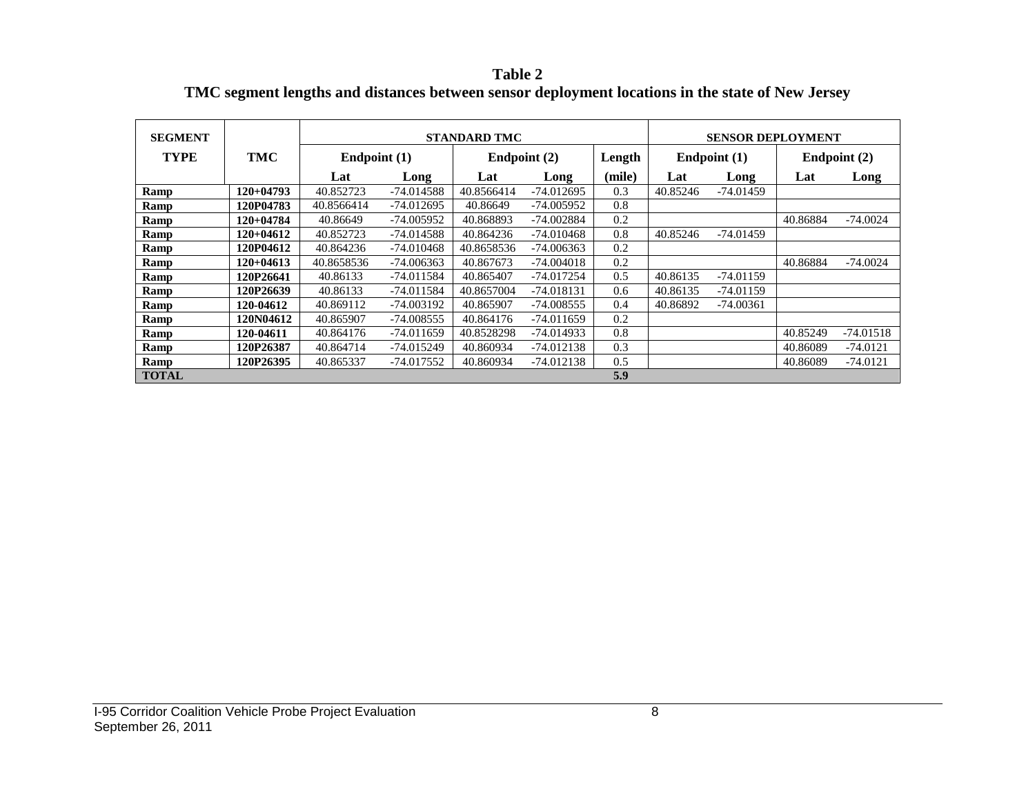**Table 2**
**TMC segment lengths and distances between sensor deployment locations in the state of New Jersey**

| SEGMENT TYPE | TMC | STANDARD TMC | | | | | SENSOR DEPLOYMENT | | | |
|---|---|---|---|---|---|---|---|---|---|---|
| | | Endpoint (1) | | Endpoint (2) | | Length | Endpoint (1) | | Endpoint (2) | |
| | | Lat | Long | Lat | Long | (mile) | Lat | Long | Lat | Long |
| **Ramp** | **120+04793** | 40.852723 | -74.014588 | 40.8566414 | -74.012695 | 0.3 | 40.85246 | -74.01459 | | |
| **Ramp** | **120P04783** | 40.8566414 | -74.012695 | 40.86649 | -74.005952 | 0.8 | | | | |
| **Ramp** | **120+04784** | 40.86649 | -74.005952 | 40.868893 | -74.002884 | 0.2 | | | 40.86884 | -74.0024 |
| **Ramp** | **120+04612** | 40.852723 | -74.014588 | 40.864236 | -74.010468 | 0.8 | 40.85246 | -74.01459 | | |
| **Ramp** | **120P04612** | 40.864236 | -74.010468 | 40.8658536 | -74.006363 | 0.2 | | | | |
| **Ramp** | **120+04613** | 40.8658536 | -74.006363 | 40.867673 | -74.004018 | 0.2 | | | 40.86884 | -74.0024 |
| **Ramp** | **120P26641** | 40.86133 | -74.011584 | 40.865407 | -74.017254 | 0.5 | 40.86135 | -74.01159 | | |
| **Ramp** | **120P26639** | 40.86133 | -74.011584 | 40.8657004 | -74.018131 | 0.6 | 40.86135 | -74.01159 | | |
| **Ramp** | **120-04612** | 40.869112 | -74.003192 | 40.865907 | -74.008555 | 0.4 | 40.86892 | -74.00361 | | |
| **Ramp** | **120N04612** | 40.865907 | -74.008555 | 40.864176 | -74.011659 | 0.2 | | | | |
| **Ramp** | **120-04611** | 40.864176 | -74.011659 | 40.8528298 | -74.014933 | 0.8 | | | 40.85249 | -74.01518 |
| **Ramp** | **120P26387** | 40.864714 | -74.015249 | 40.860934 | -74.012138 | 0.3 | | | 40.86089 | -74.0121 |
| **Ramp** | **120P26395** | 40.865337 | -74.017552 | 40.860934 | -74.012138 | 0.5 | | | 40.86089 | -74.0121 |
| **TOTAL** | | | | | | **5.9** | | | | |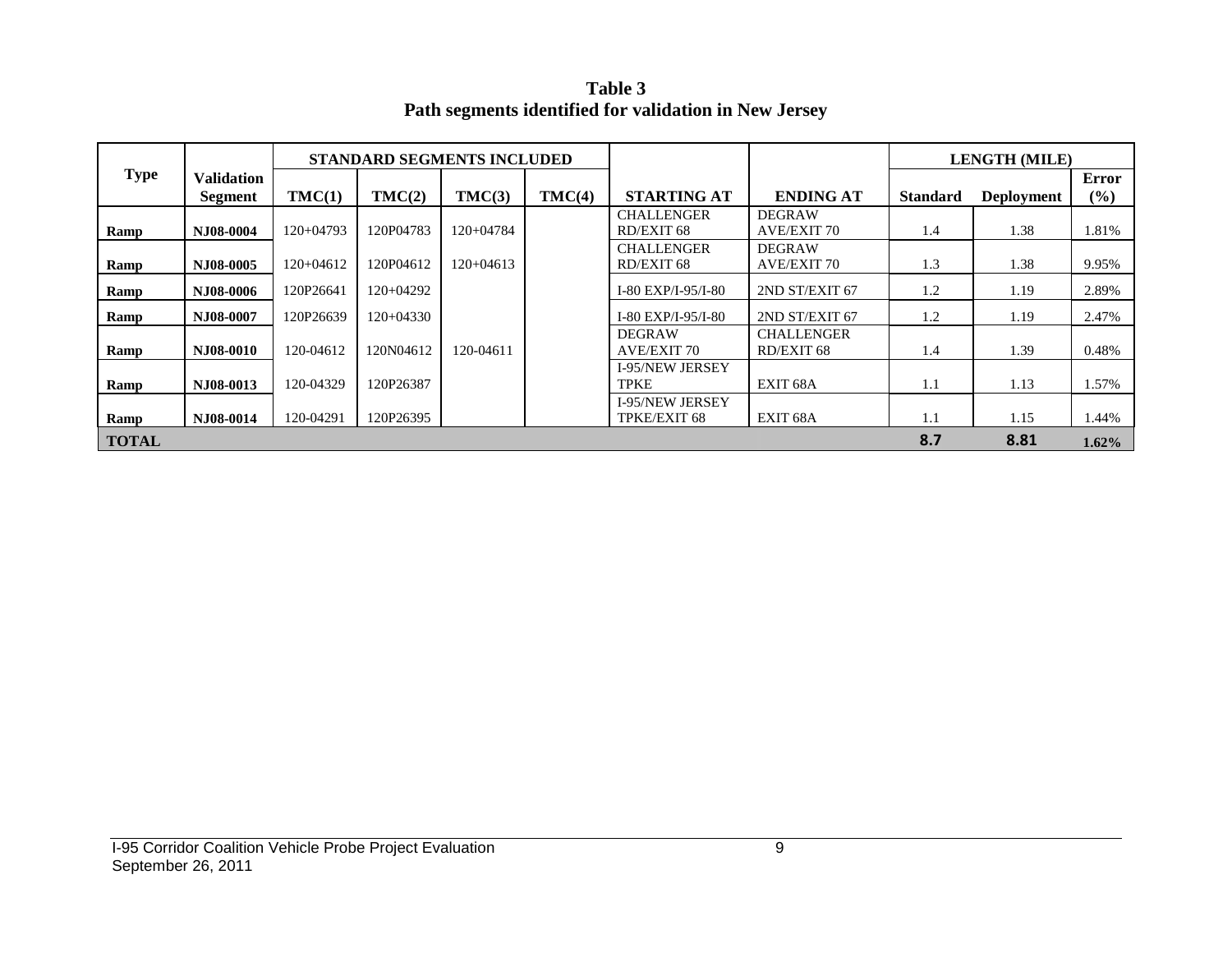**Table 3**
**Path segments identified for validation in New Jersey**

| Type | Validation Segment | STANDARD SEGMENTS INCLUDED | | | | STARTING AT | ENDING AT | LENGTH (MILE) | | |
|---|---|---|---|---|---|---|---|---|---|---|
| | | TMC(1) | TMC(2) | TMC(3) | TMC(4) | | | Standard | Deployment | Error (%) |
| Ramp | NJ08-0004 | 120+04793 | 120P04783 | 120+04784 | | CHALLENGER RD/EXIT 68 | DEGRAW AVE/EXIT 70 | 1.4 | 1.38 | 1.81% |
| Ramp | NJ08-0005 | 120+04612 | 120P04612 | 120+04613 | | CHALLENGER RD/EXIT 68 | DEGRAW AVE/EXIT 70 | 1.3 | 1.38 | 9.95% |
| Ramp | NJ08-0006 | 120P26641 | 120+04292 | | | I-80 EXP/I-95/I-80 | 2ND ST/EXIT 67 | 1.2 | 1.19 | 2.89% |
| Ramp | NJ08-0007 | 120P26639 | 120+04330 | | | I-80 EXP/I-95/I-80 | 2ND ST/EXIT 67 | 1.2 | 1.19 | 2.47% |
| Ramp | NJ08-0010 | 120-04612 | 120N04612 | 120-04611 | | DEGRAW AVE/EXIT 70 | CHALLENGER RD/EXIT 68 | 1.4 | 1.39 | 0.48% |
| Ramp | NJ08-0013 | 120-04329 | 120P26387 | | | I-95/NEW JERSEY TPKE | EXIT 68A | 1.1 | 1.13 | 1.57% |
| Ramp | NJ08-0014 | 120-04291 | 120P26395 | | | I-95/NEW JERSEY TPKE/EXIT 68 | EXIT 68A | 1.1 | 1.15 | 1.44% |
| **TOTAL** | | | | | | | | **8.7** | **8.81** | **1.62%** |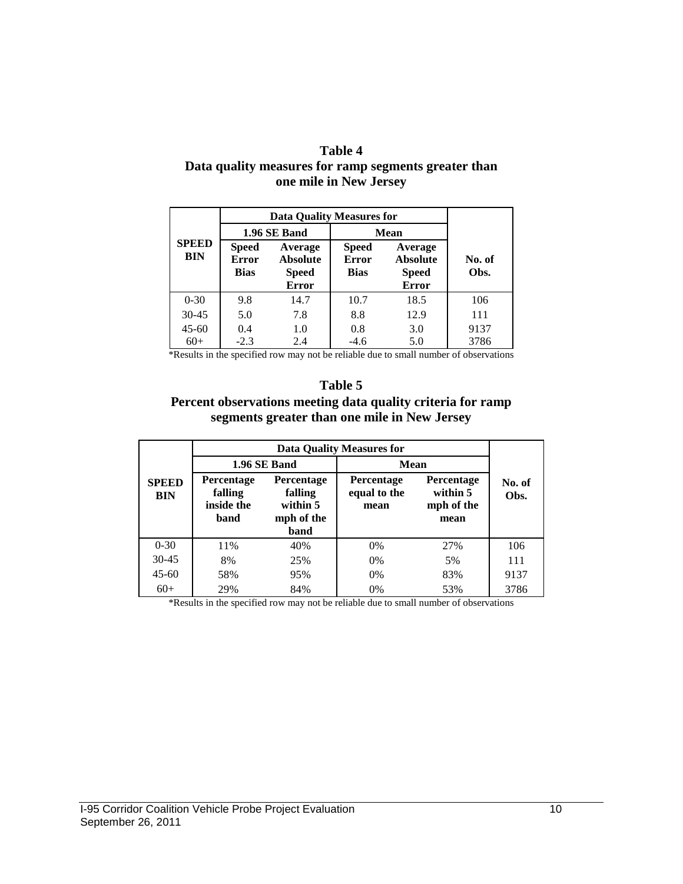**Table 4**
**Data quality measures for ramp segments greater than one mile in New Jersey**

| SPEED BIN | Data Quality Measures for | | | | No. of Obs. |
|---|---|---|---|---|---|
| | 1.96 SE Band | | Mean | | |
| | Speed Error Bias | Average Absolute Speed Error | Speed Error Bias | Average Absolute Speed Error | |
| 0-30 | 9.8 | 14.7 | 10.7 | 18.5 | 106 |
| 30-45 | 5.0 | 7.8 | 8.8 | 12.9 | 111 |
| 45-60 | 0.4 | 1.0 | 0.8 | 3.0 | 9137 |
| 60+ | -2.3 | 2.4 | -4.6 | 5.0 | 3786 |

*Results in the specified row may not be reliable due to small number of observations

**Table 5**
**Percent observations meeting data quality criteria for ramp segments greater than one mile in New Jersey**

| SPEED BIN | Data Quality Measures for | | | | No. of Obs. |
|---|---|---|---|---|---|
| | 1.96 SE Band | | Mean | | |
| | Percentage falling inside the band | Percentage falling within 5 mph of the band | Percentage equal to the mean | Percentage within 5 mph of the mean | |
| 0-30 | 11% | 40% | 0% | 27% | 106 |
| 30-45 | 8% | 25% | 0% | 5% | 111 |
| 45-60 | 58% | 95% | 0% | 83% | 9137 |
| 60+ | 29% | 84% | 0% | 53% | 3786 |

*Results in the specified row may not be reliable due to small number of observations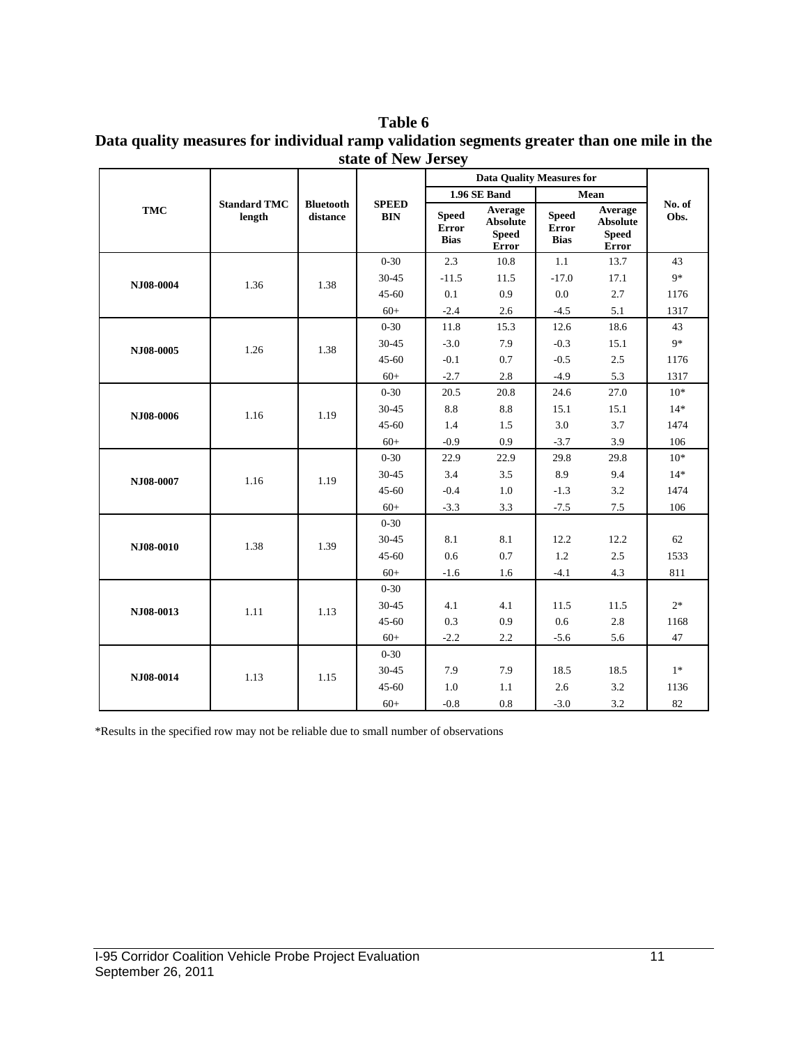**Table 6**

**Data quality measures for individual ramp validation segments greater than one mile in the state of New Jersey**

| TMC | Standard TMC length | Bluetooth distance | SPEED BIN | Data Quality Measures for | | | | No. of Obs. |
|---|---|---|---|---|---|---|---|---|
| | | | | 1.96 SE Band | | Mean | | |
| | | | | Speed Error Bias | Average Absolute Speed Error | Speed Error Bias | Average Absolute Speed Error | |
| NJ08-0004 | 1.36 | 1.38 | 0-30 | 2.3 | 10.8 | 1.1 | 13.7 | 43 |
| | | | 30-45 | -11.5 | 11.5 | -17.0 | 17.1 | 9* |
| | | | 45-60 | 0.1 | 0.9 | 0.0 | 2.7 | 1176 |
| | | | 60+ | -2.4 | 2.6 | -4.5 | 5.1 | 1317 |
| NJ08-0005 | 1.26 | 1.38 | 0-30 | 11.8 | 15.3 | 12.6 | 18.6 | 43 |
| | | | 30-45 | -3.0 | 7.9 | -0.3 | 15.1 | 9* |
| | | | 45-60 | -0.1 | 0.7 | -0.5 | 2.5 | 1176 |
| | | | 60+ | -2.7 | 2.8 | -4.9 | 5.3 | 1317 |
| NJ08-0006 | 1.16 | 1.19 | 0-30 | 20.5 | 20.8 | 24.6 | 27.0 | 10* |
| | | | 30-45 | 8.8 | 8.8 | 15.1 | 15.1 | 14* |
| | | | 45-60 | 1.4 | 1.5 | 3.0 | 3.7 | 1474 |
| | | | 60+ | -0.9 | 0.9 | -3.7 | 3.9 | 106 |
| NJ08-0007 | 1.16 | 1.19 | 0-30 | 22.9 | 22.9 | 29.8 | 29.8 | 10* |
| | | | 30-45 | 3.4 | 3.5 | 8.9 | 9.4 | 14* |
| | | | 45-60 | -0.4 | 1.0 | -1.3 | 3.2 | 1474 |
| | | | 60+ | -3.3 | 3.3 | -7.5 | 7.5 | 106 |
| NJ08-0010 | 1.38 | 1.39 | 0-30 | | | | | |
| | | | 30-45 | 8.1 | 8.1 | 12.2 | 12.2 | 62 |
| | | | 45-60 | 0.6 | 0.7 | 1.2 | 2.5 | 1533 |
| | | | 60+ | -1.6 | 1.6 | -4.1 | 4.3 | 811 |
| NJ08-0013 | 1.11 | 1.13 | 0-30 | | | | | |
| | | | 30-45 | 4.1 | 4.1 | 11.5 | 11.5 | 2* |
| | | | 45-60 | 0.3 | 0.9 | 0.6 | 2.8 | 1168 |
| | | | 60+ | -2.2 | 2.2 | -5.6 | 5.6 | 47 |
| NJ08-0014 | 1.13 | 1.15 | 0-30 | | | | | |
| | | | 30-45 | 7.9 | 7.9 | 18.5 | 18.5 | 1* |
| | | | 45-60 | 1.0 | 1.1 | 2.6 | 3.2 | 1136 |
| | | | 60+ | -0.8 | 0.8 | -3.0 | 3.2 | 82 |

*Results in the specified row may not be reliable due to small number of observations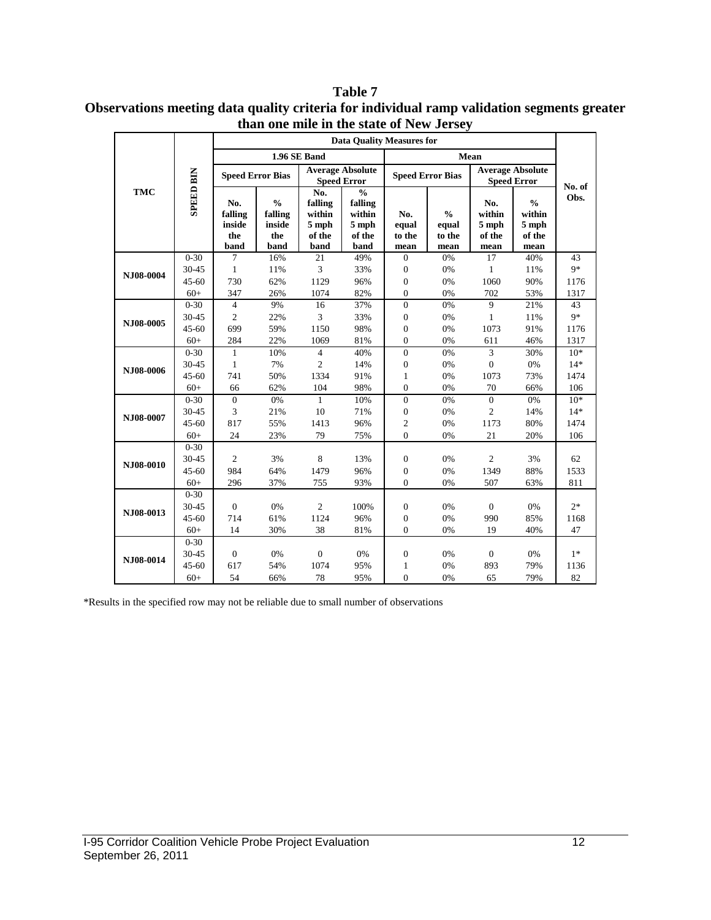**Table 7**
**Observations meeting data quality criteria for individual ramp validation segments greater than one mile in the state of New Jersey**

| TMC | SPEED BIN | Data Quality Measures for | | | | | | | | No. of Obs. |
|---|---|---|---|---|---|---|---|---|---|---|
| | | 1.96 SE Band | | | | Mean | | | | |
| | | Speed Error Bias | | Average Absolute Speed Error | | Speed Error Bias | | Average Absolute Speed Error | | |
| | | No. falling inside the band | % falling inside the band | No. falling within 5 mph of the band | % falling within 5 mph of the band | No. equal to the mean | % equal to the mean | No. within 5 mph of the mean | % within 5 mph of the mean | |
| NJ08-0004 | 0-30 | 7 | 16% | 21 | 49% | 0 | 0% | 17 | 40% | 43 |
| | 30-45 | 1 | 11% | 3 | 33% | 0 | 0% | 1 | 11% | 9* |
| | 45-60 | 730 | 62% | 1129 | 96% | 0 | 0% | 1060 | 90% | 1176 |
| | 60+ | 347 | 26% | 1074 | 82% | 0 | 0% | 702 | 53% | 1317 |
| NJ08-0005 | 0-30 | 4 | 9% | 16 | 37% | 0 | 0% | 9 | 21% | 43 |
| | 30-45 | 2 | 22% | 3 | 33% | 0 | 0% | 1 | 11% | 9* |
| | 45-60 | 699 | 59% | 1150 | 98% | 0 | 0% | 1073 | 91% | 1176 |
| | 60+ | 284 | 22% | 1069 | 81% | 0 | 0% | 611 | 46% | 1317 |
| NJ08-0006 | 0-30 | 1 | 10% | 4 | 40% | 0 | 0% | 3 | 30% | 10* |
| | 30-45 | 1 | 7% | 2 | 14% | 0 | 0% | 0 | 0% | 14* |
| | 45-60 | 741 | 50% | 1334 | 91% | 1 | 0% | 1073 | 73% | 1474 |
| | 60+ | 66 | 62% | 104 | 98% | 0 | 0% | 70 | 66% | 106 |
| NJ08-0007 | 0-30 | 0 | 0% | 1 | 10% | 0 | 0% | 0 | 0% | 10* |
| | 30-45 | 3 | 21% | 10 | 71% | 0 | 0% | 2 | 14% | 14* |
| | 45-60 | 817 | 55% | 1413 | 96% | 2 | 0% | 1173 | 80% | 1474 |
| | 60+ | 24 | 23% | 79 | 75% | 0 | 0% | 21 | 20% | 106 |
| NJ08-0010 | 0-30 | | | | | | | | | |
| | 30-45 | 2 | 3% | 8 | 13% | 0 | 0% | 2 | 3% | 62 |
| | 45-60 | 984 | 64% | 1479 | 96% | 0 | 0% | 1349 | 88% | 1533 |
| | 60+ | 296 | 37% | 755 | 93% | 0 | 0% | 507 | 63% | 811 |
| NJ08-0013 | 0-30 | | | | | | | | | |
| | 30-45 | 0 | 0% | 2 | 100% | 0 | 0% | 0 | 0% | 2* |
| | 45-60 | 714 | 61% | 1124 | 96% | 0 | 0% | 990 | 85% | 1168 |
| | 60+ | 14 | 30% | 38 | 81% | 0 | 0% | 19 | 40% | 47 |
| NJ08-0014 | 0-30 | | | | | | | | | |
| | 30-45 | 0 | 0% | 0 | 0% | 0 | 0% | 0 | 0% | 1* |
| | 45-60 | 617 | 54% | 1074 | 95% | 1 | 0% | 893 | 79% | 1136 |
| | 60+ | 54 | 66% | 78 | 95% | 0 | 0% | 65 | 79% | 82 |

*Results in the specified row may not be reliable due to small number of observations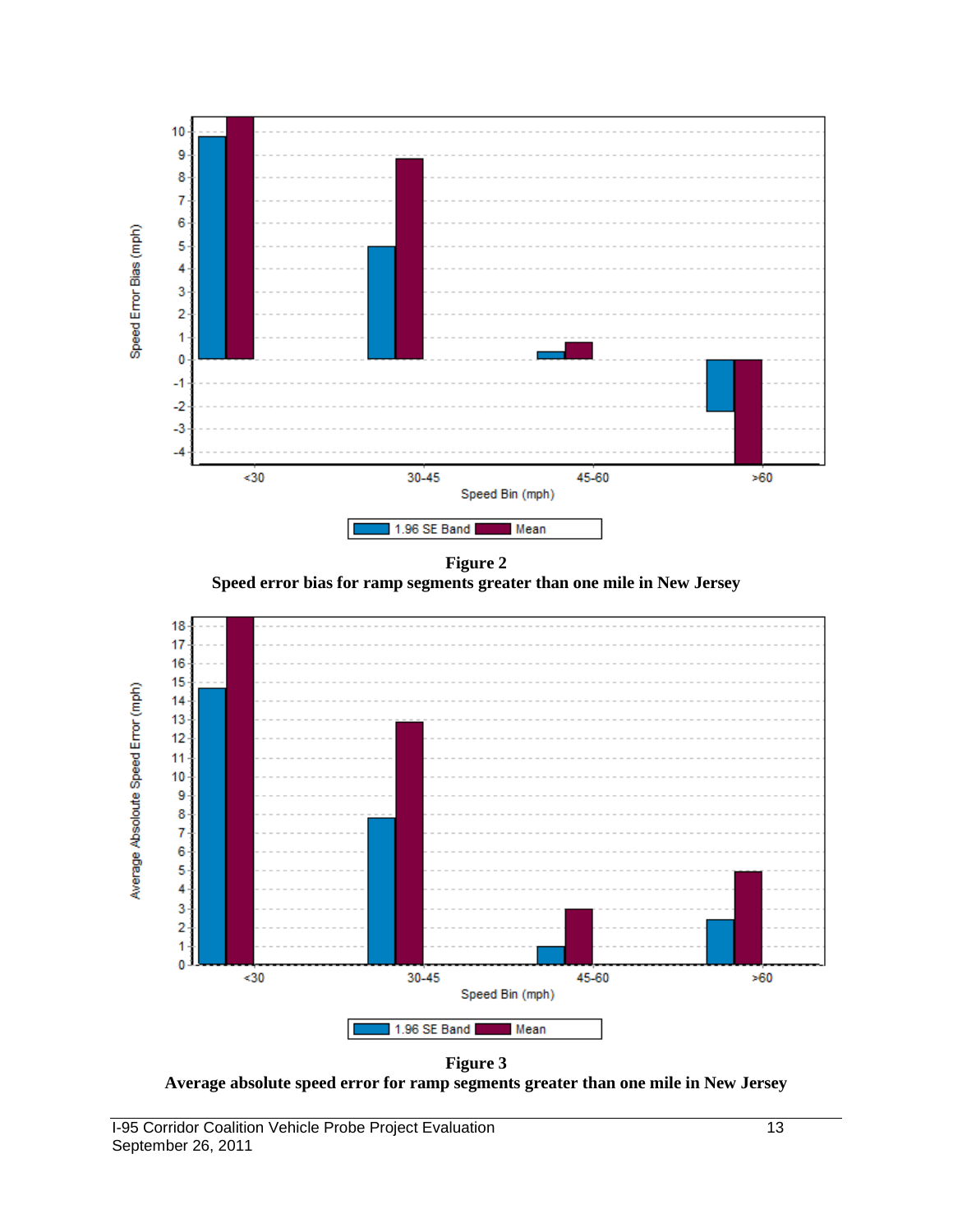Speed Error Bias (mph)

10
9
8
7
6
5
4
3
2
1
0
-1
-2
-3
-4

<30
30-45
45-60
>60

Speed Bin (mph)

1.96 SE Band
Mean

**Figure 2**
**Speed error bias for ramp segments greater than one mile in New Jersey**

Average Absolute Speed Error (mph)

18
17
16
15
14
13
12
11
10
9
8
7
6
5
4
3
2
1
0

<30
30-45
45-60
>60

Speed Bin (mph)

1.96 SE Band
Mean

**Figure 3**
**Average absolute speed error for ramp segments greater than one mile in New Jersey**